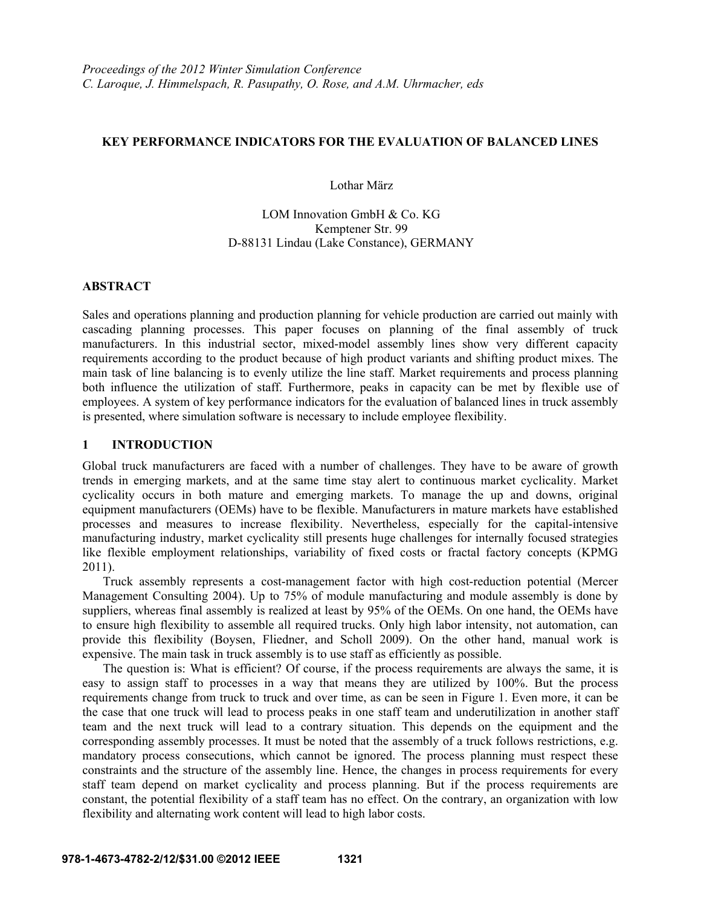*Proceedings of the 2012 Winter Simulation Conference*
*C. Laroque, J. Himmelspach, R. Pasupathy, O. Rose, and A.M. Uhrmacher, eds*

# KEY PERFORMANCE INDICATORS FOR THE EVALUATION OF BALANCED LINES

Lothar März

LOM Innovation GmbH & Co. KG
Kemptener Str. 99
D-88131 Lindau (Lake Constance), GERMANY

## ABSTRACT

Sales and operations planning and production planning for vehicle production are carried out mainly with cascading planning processes. This paper focuses on planning of the final assembly of truck manufacturers. In this industrial sector, mixed-model assembly lines show very different capacity requirements according to the product because of high product variants and shifting product mixes. The main task of line balancing is to evenly utilize the line staff. Market requirements and process planning both influence the utilization of staff. Furthermore, peaks in capacity can be met by flexible use of employees. A system of key performance indicators for the evaluation of balanced lines in truck assembly is presented, where simulation software is necessary to include employee flexibility.

## 1 INTRODUCTION

Global truck manufacturers are faced with a number of challenges. They have to be aware of growth trends in emerging markets, and at the same time stay alert to continuous market cyclicality. Market cyclicality occurs in both mature and emerging markets. To manage the up and downs, original equipment manufacturers (OEMs) have to be flexible. Manufacturers in mature markets have established processes and measures to increase flexibility. Nevertheless, especially for the capital-intensive manufacturing industry, market cyclicality still presents huge challenges for internally focused strategies like flexible employment relationships, variability of fixed costs or fractal factory concepts (KPMG 2011).

Truck assembly represents a cost-management factor with high cost-reduction potential (Mercer Management Consulting 2004). Up to 75% of module manufacturing and module assembly is done by suppliers, whereas final assembly is realized at least by 95% of the OEMs. On one hand, the OEMs have to ensure high flexibility to assemble all required trucks. Only high labor intensity, not automation, can provide this flexibility (Boysen, Fliedner, and Scholl 2009). On the other hand, manual work is expensive. The main task in truck assembly is to use staff as efficiently as possible.

The question is: What is efficient? Of course, if the process requirements are always the same, it is easy to assign staff to processes in a way that means they are utilized by 100%. But the process requirements change from truck to truck and over time, as can be seen in Figure 1. Even more, it can be the case that one truck will lead to process peaks in one staff team and underutilization in another staff team and the next truck will lead to a contrary situation. This depends on the equipment and the corresponding assembly processes. It must be noted that the assembly of a truck follows restrictions, e.g. mandatory process consecutions, which cannot be ignored. The process planning must respect these constraints and the structure of the assembly line. Hence, the changes in process requirements for every staff team depend on market cyclicality and process planning. But if the process requirements are constant, the potential flexibility of a staff team has no effect. On the contrary, an organization with low flexibility and alternating work content will lead to high labor costs.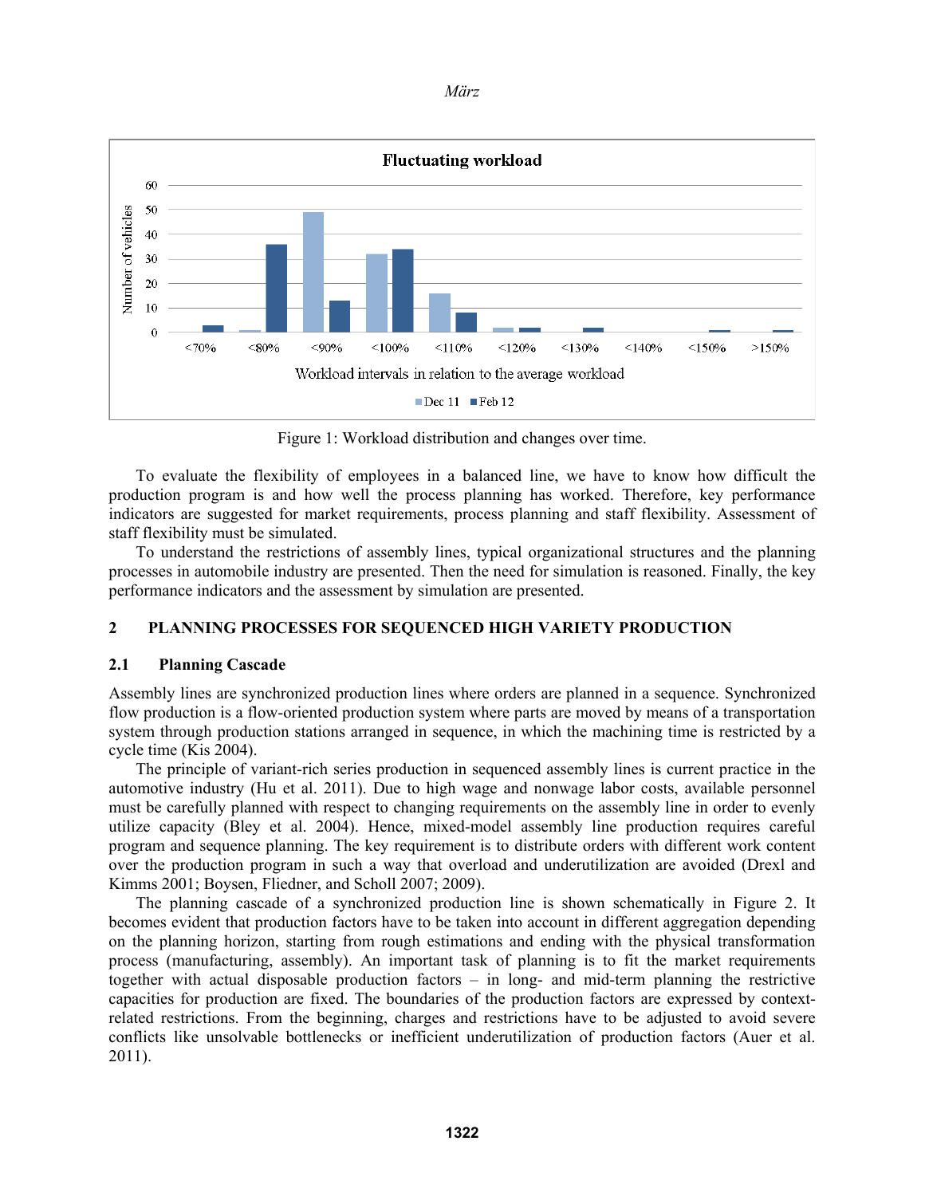Figure 1: Workload distribution and changes over time.

To evaluate the flexibility of employees in a balanced line, we have to know how difficult the production program is and how well the process planning has worked. Therefore, key performance indicators are suggested for market requirements, process planning and staff flexibility. Assessment of staff flexibility must be simulated.

To understand the restrictions of assembly lines, typical organizational structures and the planning processes in automobile industry are presented. Then the need for simulation is reasoned. Finally, the key performance indicators and the assessment by simulation are presented.

## 2 PLANNING PROCESSES FOR SEQUENCED HIGH VARIETY PRODUCTION

### 2.1 Planning Cascade

Assembly lines are synchronized production lines where orders are planned in a sequence. Synchronized flow production is a flow-oriented production system where parts are moved by means of a transportation system through production stations arranged in sequence, in which the machining time is restricted by a cycle time (Kis 2004).

The principle of variant-rich series production in sequenced assembly lines is current practice in the automotive industry (Hu et al. 2011). Due to high wage and nonwage labor costs, available personnel must be carefully planned with respect to changing requirements on the assembly line in order to evenly utilize capacity (Bley et al. 2004). Hence, mixed-model assembly line production requires careful program and sequence planning. The key requirement is to distribute orders with different work content over the production program in such a way that overload and underutilization are avoided (Drexl and Kimms 2001; Boysen, Fliedner, and Scholl 2007; 2009).

The planning cascade of a synchronized production line is shown schematically in Figure 2. It becomes evident that production factors have to be taken into account in different aggregation depending on the planning horizon, starting from rough estimations and ending with the physical transformation process (manufacturing, assembly). An important task of planning is to fit the market requirements together with actual disposable production factors – in long- and mid-term planning the restrictive capacities for production are fixed. The boundaries of the production factors are expressed by context-related restrictions. From the beginning, charges and restrictions have to be adjusted to avoid severe conflicts like unsolvable bottlenecks or inefficient underutilization of production factors (Auer et al. 2011).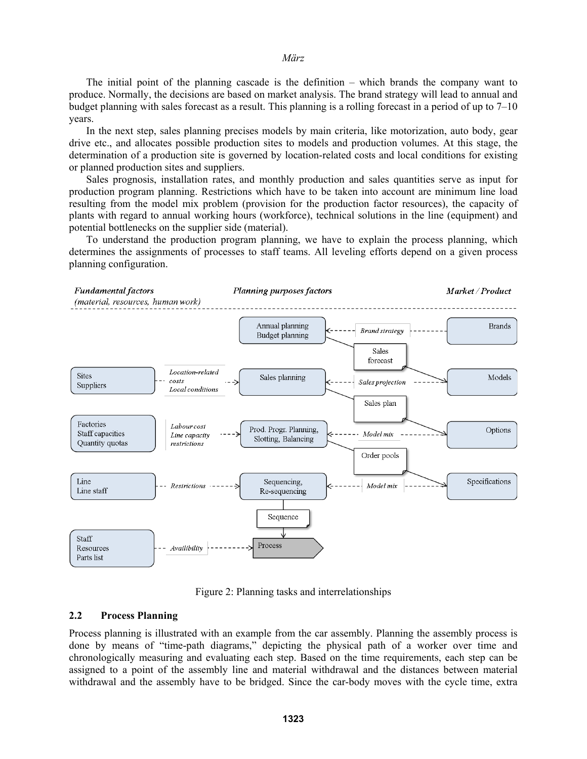The initial point of the planning cascade is the definition – which brands the company want to produce. Normally, the decisions are based on market analysis. The brand strategy will lead to annual and budget planning with sales forecast as a result. This planning is a rolling forecast in a period of up to 7–10 years.

In the next step, sales planning precises models by main criteria, like motorization, auto body, gear drive etc., and allocates possible production sites to models and production volumes. At this stage, the determination of a production site is governed by location-related costs and local conditions for existing or planned production sites and suppliers.

Sales prognosis, installation rates, and monthly production and sales quantities serve as input for production program planning. Restrictions which have to be taken into account are minimum line load resulting from the model mix problem (provision for the production factor resources), the capacity of plants with regard to annual working hours (workforce), technical solutions in the line (equipment) and potential bottlenecks on the supplier side (material).

To understand the production program planning, we have to explain the process planning, which determines the assignments of processes to staff teams. All leveling efforts depend on a given process planning configuration.

Figure 2: Planning tasks and interrelationships

## 2.2 Process Planning

Process planning is illustrated with an example from the car assembly. Planning the assembly process is done by means of "time-path diagrams," depicting the physical path of a worker over time and chronologically measuring and evaluating each step. Based on the time requirements, each step can be assigned to a point of the assembly line and material withdrawal and the distances between material withdrawal and the assembly have to be bridged. Since the car-body moves with the cycle time, extra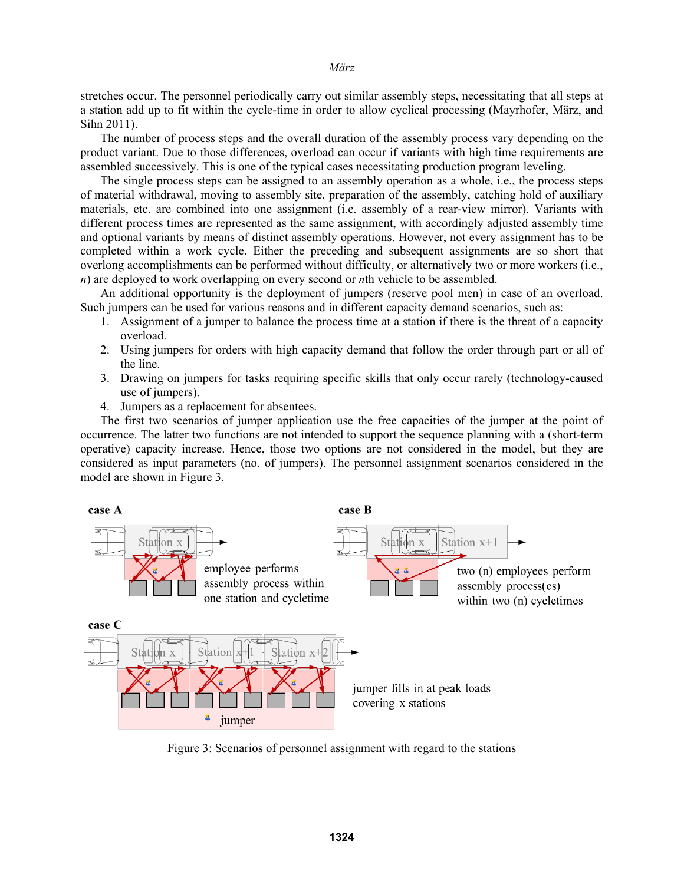stretches occur. The personnel periodically carry out similar assembly steps, necessitating that all steps at a station add up to fit within the cycle-time in order to allow cyclical processing (Mayrhofer, März, and Sihn 2011).

The number of process steps and the overall duration of the assembly process vary depending on the product variant. Due to those differences, overload can occur if variants with high time requirements are assembled successively. This is one of the typical cases necessitating production program leveling.

The single process steps can be assigned to an assembly operation as a whole, i.e., the process steps of material withdrawal, moving to assembly site, preparation of the assembly, catching hold of auxiliary materials, etc. are combined into one assignment (i.e. assembly of a rear-view mirror). Variants with different process times are represented as the same assignment, with accordingly adjusted assembly time and optional variants by means of distinct assembly operations. However, not every assignment has to be completed within a work cycle. Either the preceding and subsequent assignments are so short that overlong accomplishments can be performed without difficulty, or alternatively two or more workers (i.e., *n*) are deployed to work overlapping on every second or *n*th vehicle to be assembled.

An additional opportunity is the deployment of jumpers (reserve pool men) in case of an overload. Such jumpers can be used for various reasons and in different capacity demand scenarios, such as:

1. Assignment of a jumper to balance the process time at a station if there is the threat of a capacity overload.
2. Using jumpers for orders with high capacity demand that follow the order through part or all of the line.
3. Drawing on jumpers for tasks requiring specific skills that only occur rarely (technology-caused use of jumpers).
4. Jumpers as a replacement for absentees.

The first two scenarios of jumper application use the free capacities of the jumper at the point of occurrence. The latter two functions are not intended to support the sequence planning with a (short-term operative) capacity increase. Hence, those two options are not considered in the model, but they are considered as input parameters (no. of jumpers). The personnel assignment scenarios considered in the model are shown in Figure 3.

**case A**

Station x

employee performs assembly process within one station and cycletime

**case B**

Station x | Station x+1

two (n) employees perform assembly process(es) within two (n) cycletimes

**case C**

Station x | Station x+1 | Station x+2

jumper

jumper fills in at peak loads covering x stations

Figure 3: Scenarios of personnel assignment with regard to the stations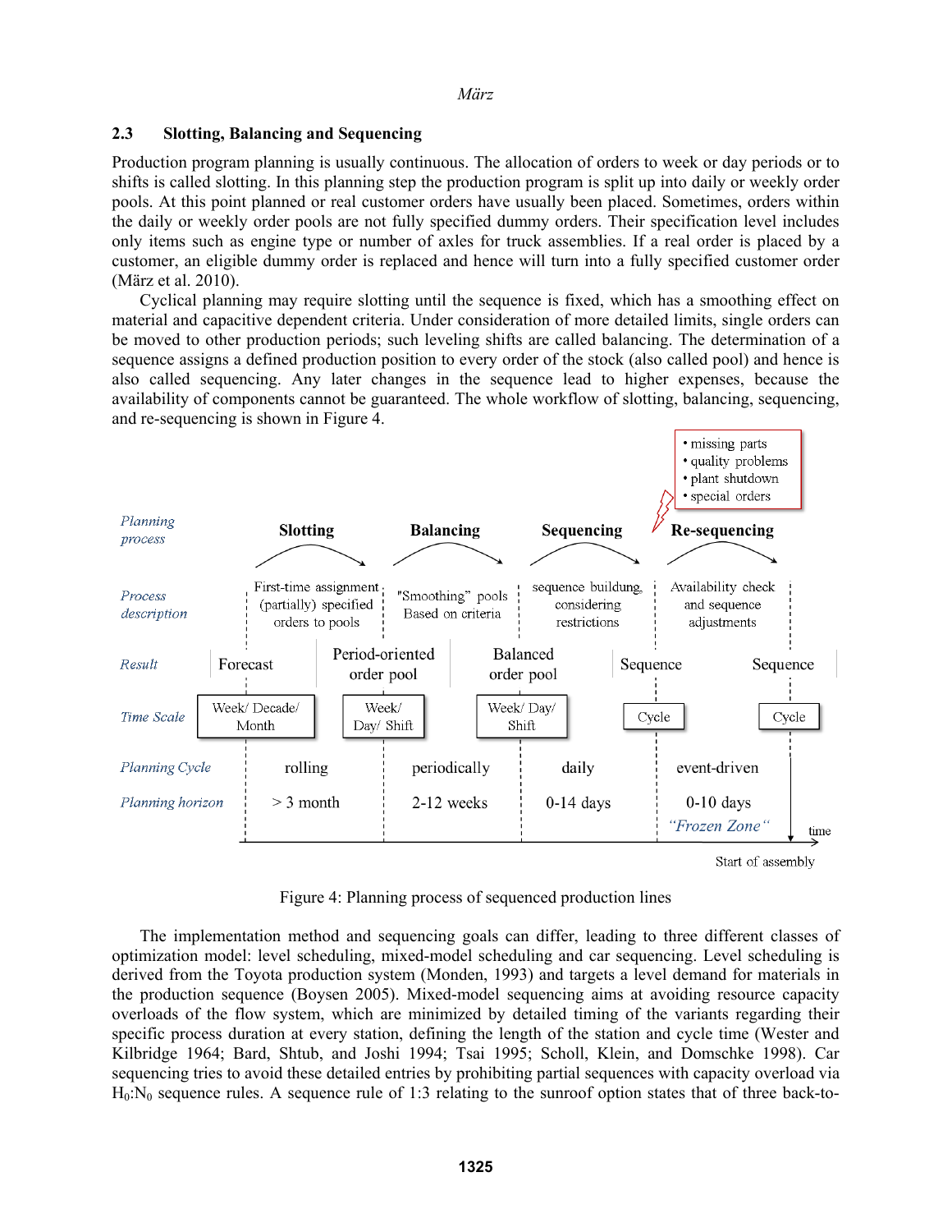### 2.3 Slotting, Balancing and Sequencing

Production program planning is usually continuous. The allocation of orders to week or day periods or to shifts is called slotting. In this planning step the production program is split up into daily or weekly order pools. At this point planned or real customer orders have usually been placed. Sometimes, orders within the daily or weekly order pools are not fully specified dummy orders. Their specification level includes only items such as engine type or number of axles for truck assemblies. If a real order is placed by a customer, an eligible dummy order is replaced and hence will turn into a fully specified customer order (März et al. 2010).

Cyclical planning may require slotting until the sequence is fixed, which has a smoothing effect on material and capacitive dependent criteria. Under consideration of more detailed limits, single orders can be moved to other production periods; such leveling shifts are called balancing. The determination of a sequence assigns a defined production position to every order of the stock (also called pool) and hence is also called sequencing. Any later changes in the sequence lead to higher expenses, because the availability of components cannot be guaranteed. The whole workflow of slotting, balancing, sequencing, and re-sequencing is shown in Figure 4.

Figure 4: Planning process of sequenced production lines

The implementation method and sequencing goals can differ, leading to three different classes of optimization model: level scheduling, mixed-model scheduling and car sequencing. Level scheduling is derived from the Toyota production system (Monden, 1993) and targets a level demand for materials in the production sequence (Boysen 2005). Mixed-model sequencing aims at avoiding resource capacity overloads of the flow system, which are minimized by detailed timing of the variants regarding their specific process duration at every station, defining the length of the station and cycle time (Wester and Kilbridge 1964; Bard, Shtub, and Joshi 1994; Tsai 1995; Scholl, Klein, and Domschke 1998). Car sequencing tries to avoid these detailed entries by prohibiting partial sequences with capacity overload via $H_0$:$N_0$ sequence rules. A sequence rule of 1:3 relating to the sunroof option states that of three back-to-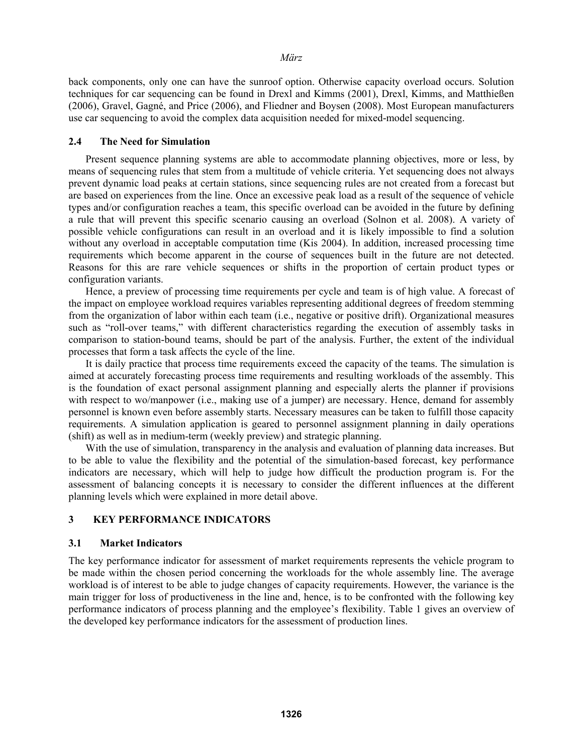back components, only one can have the sunroof option. Otherwise capacity overload occurs. Solution techniques for car sequencing can be found in Drexl and Kimms (2001), Drexl, Kimms, and Matthießen (2006), Gravel, Gagné, and Price (2006), and Fliedner and Boysen (2008). Most European manufacturers use car sequencing to avoid the complex data acquisition needed for mixed-model sequencing.

### 2.4 The Need for Simulation

Present sequence planning systems are able to accommodate planning objectives, more or less, by means of sequencing rules that stem from a multitude of vehicle criteria. Yet sequencing does not always prevent dynamic load peaks at certain stations, since sequencing rules are not created from a forecast but are based on experiences from the line. Once an excessive peak load as a result of the sequence of vehicle types and/or configuration reaches a team, this specific overload can be avoided in the future by defining a rule that will prevent this specific scenario causing an overload (Solnon et al. 2008). A variety of possible vehicle configurations can result in an overload and it is likely impossible to find a solution without any overload in acceptable computation time (Kis 2004). In addition, increased processing time requirements which become apparent in the course of sequences built in the future are not detected. Reasons for this are rare vehicle sequences or shifts in the proportion of certain product types or configuration variants.

Hence, a preview of processing time requirements per cycle and team is of high value. A forecast of the impact on employee workload requires variables representing additional degrees of freedom stemming from the organization of labor within each team (i.e., negative or positive drift). Organizational measures such as "roll-over teams," with different characteristics regarding the execution of assembly tasks in comparison to station-bound teams, should be part of the analysis. Further, the extent of the individual processes that form a task affects the cycle of the line.

It is daily practice that process time requirements exceed the capacity of the teams. The simulation is aimed at accurately forecasting process time requirements and resulting workloads of the assembly. This is the foundation of exact personal assignment planning and especially alerts the planner if provisions with respect to wo/manpower (i.e., making use of a jumper) are necessary. Hence, demand for assembly personnel is known even before assembly starts. Necessary measures can be taken to fulfill those capacity requirements. A simulation application is geared to personnel assignment planning in daily operations (shift) as well as in medium-term (weekly preview) and strategic planning.

With the use of simulation, transparency in the analysis and evaluation of planning data increases. But to be able to value the flexibility and the potential of the simulation-based forecast, key performance indicators are necessary, which will help to judge how difficult the production program is. For the assessment of balancing concepts it is necessary to consider the different influences at the different planning levels which were explained in more detail above.

## 3 KEY PERFORMANCE INDICATORS

### 3.1 Market Indicators

The key performance indicator for assessment of market requirements represents the vehicle program to be made within the chosen period concerning the workloads for the whole assembly line. The average workload is of interest to be able to judge changes of capacity requirements. However, the variance is the main trigger for loss of productiveness in the line and, hence, is to be confronted with the following key performance indicators of process planning and the employee's flexibility. Table 1 gives an overview of the developed key performance indicators for the assessment of production lines.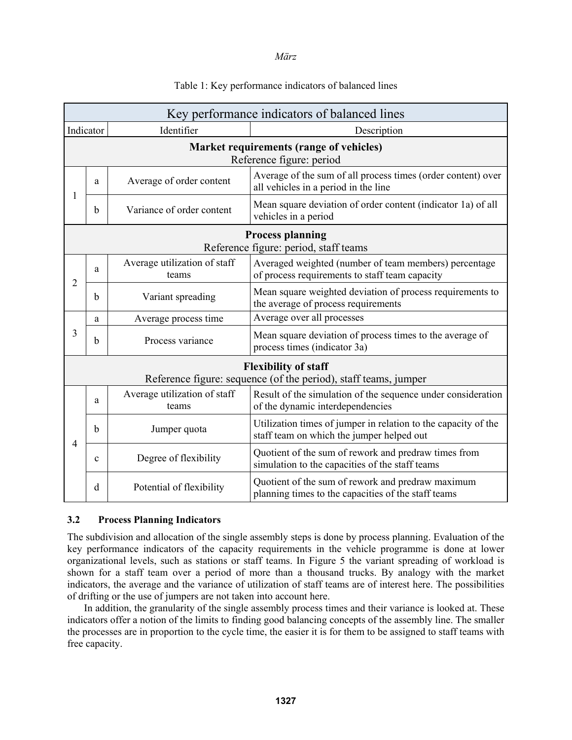Table 1: Key performance indicators of balanced lines

| Indicator | | Identifier | Description |
|---|---|---|---|
| **Key performance indicators of balanced lines** | | | |
| **Market requirements (range of vehicles)** Reference figure: period | | | |
| 1 | a | Average of order content | Average of the sum of all process times (order content) over all vehicles in a period in the line |
| | b | Variance of order content | Mean square deviation of order content (indicator 1a) of all vehicles in a period |
| **Process planning** Reference figure: period, staff teams | | | |
| 2 | a | Average utilization of staff teams | Averaged weighted (number of team members) percentage of process requirements to staff team capacity |
| | b | Variant spreading | Mean square weighted deviation of process requirements to the average of process requirements |
| 3 | a | Average process time | Average over all processes |
| | b | Process variance | Mean square deviation of process times to the average of process times (indicator 3a) |
| **Flexibility of staff** Reference figure: sequence (of the period), staff teams, jumper | | | |
| 4 | a | Average utilization of staff teams | Result of the simulation of the sequence under consideration of the dynamic interdependencies |
| | b | Jumper quota | Utilization times of jumper in relation to the capacity of the staff team on which the jumper helped out |
| | c | Degree of flexibility | Quotient of the sum of rework and predraw times from simulation to the capacities of the staff teams |
| | d | Potential of flexibility | Quotient of the sum of rework and predraw maximum planning times to the capacities of the staff teams |

### 3.2 Process Planning Indicators

The subdivision and allocation of the single assembly steps is done by process planning. Evaluation of the key performance indicators of the capacity requirements in the vehicle programme is done at lower organizational levels, such as stations or staff teams. In Figure 5 the variant spreading of workload is shown for a staff team over a period of more than a thousand trucks. By analogy with the market indicators, the average and the variance of utilization of staff teams are of interest here. The possibilities of drifting or the use of jumpers are not taken into account here.

In addition, the granularity of the single assembly process times and their variance is looked at. These indicators offer a notion of the limits to finding good balancing concepts of the assembly line. The smaller the processes are in proportion to the cycle time, the easier it is for them to be assigned to staff teams with free capacity.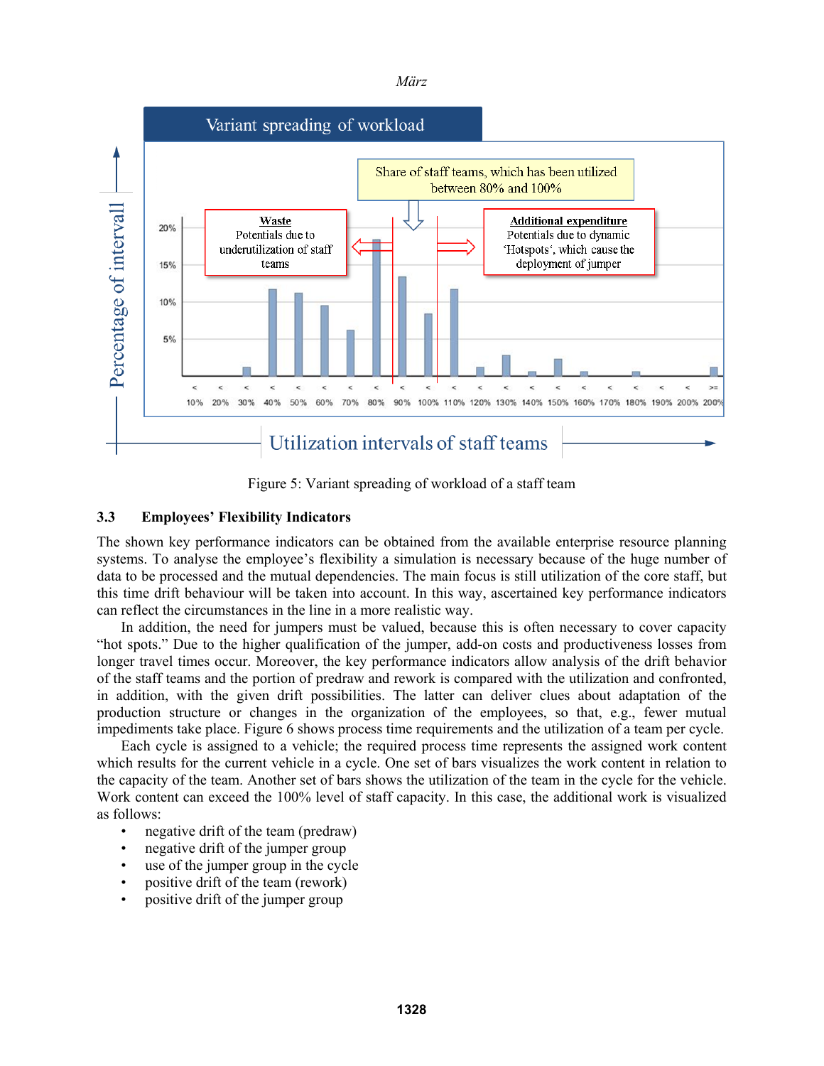Figure 5: Variant spreading of workload of a staff team

### 3.3 Employees' Flexibility Indicators

The shown key performance indicators can be obtained from the available enterprise resource planning systems. To analyse the employee's flexibility a simulation is necessary because of the huge number of data to be processed and the mutual dependencies. The main focus is still utilization of the core staff, but this time drift behaviour will be taken into account. In this way, ascertained key performance indicators can reflect the circumstances in the line in a more realistic way.

In addition, the need for jumpers must be valued, because this is often necessary to cover capacity "hot spots." Due to the higher qualification of the jumper, add-on costs and productiveness losses from longer travel times occur. Moreover, the key performance indicators allow analysis of the drift behavior of the staff teams and the portion of predraw and rework is compared with the utilization and confronted, in addition, with the given drift possibilities. The latter can deliver clues about adaptation of the production structure or changes in the organization of the employees, so that, e.g., fewer mutual impediments take place. Figure 6 shows process time requirements and the utilization of a team per cycle.

Each cycle is assigned to a vehicle; the required process time represents the assigned work content which results for the current vehicle in a cycle. One set of bars visualizes the work content in relation to the capacity of the team. Another set of bars shows the utilization of the team in the cycle for the vehicle. Work content can exceed the 100% level of staff capacity. In this case, the additional work is visualized as follows:

- negative drift of the team (predraw)
- negative drift of the jumper group
- use of the jumper group in the cycle
- positive drift of the team (rework)
- positive drift of the jumper group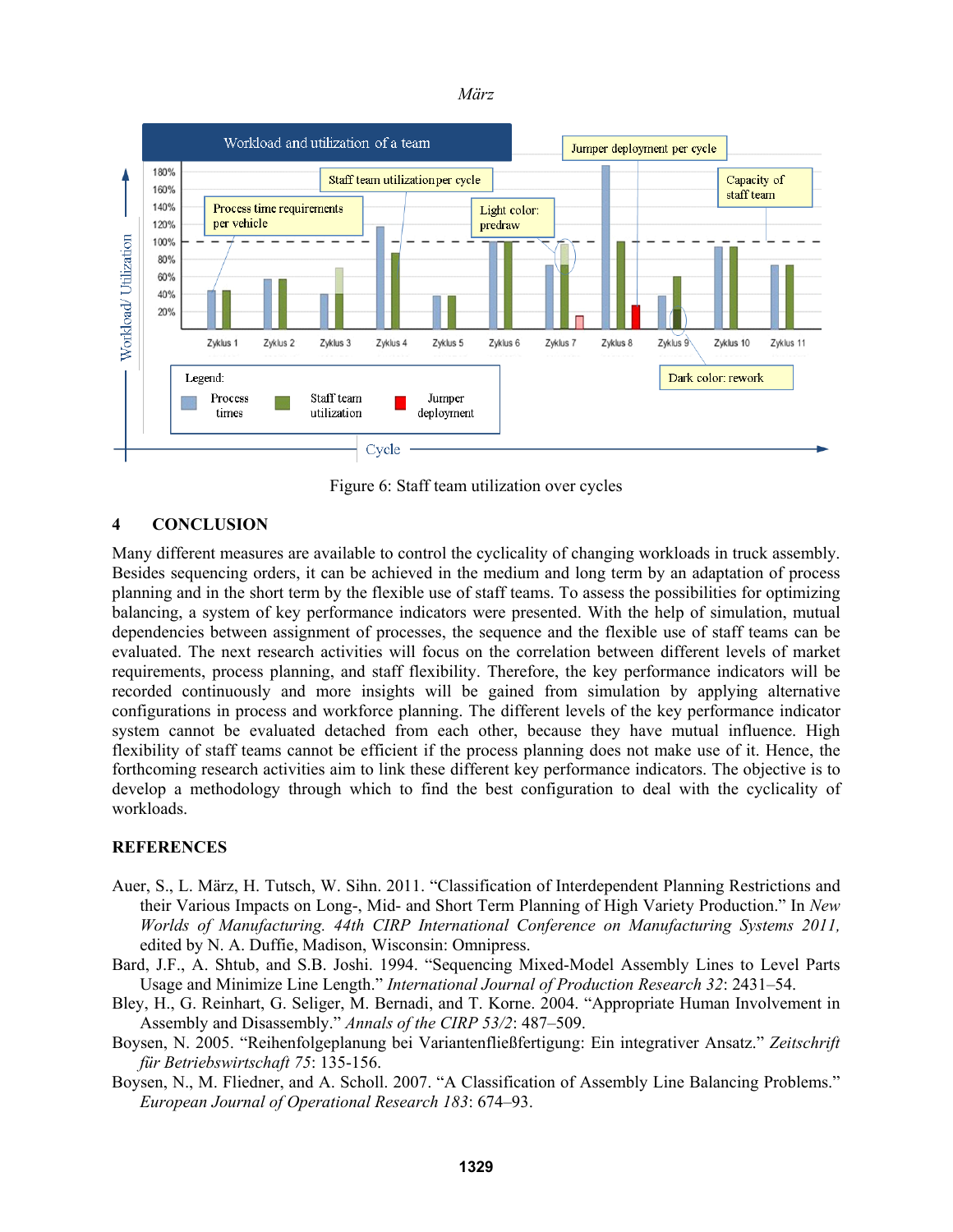Figure 6: Staff team utilization over cycles

## 4 CONCLUSION

Many different measures are available to control the cyclicality of changing workloads in truck assembly. Besides sequencing orders, it can be achieved in the medium and long term by an adaptation of process planning and in the short term by the flexible use of staff teams. To assess the possibilities for optimizing balancing, a system of key performance indicators were presented. With the help of simulation, mutual dependencies between assignment of processes, the sequence and the flexible use of staff teams can be evaluated. The next research activities will focus on the correlation between different levels of market requirements, process planning, and staff flexibility. Therefore, the key performance indicators will be recorded continuously and more insights will be gained from simulation by applying alternative configurations in process and workforce planning. The different levels of the key performance indicator system cannot be evaluated detached from each other, because they have mutual influence. High flexibility of staff teams cannot be efficient if the process planning does not make use of it. Hence, the forthcoming research activities aim to link these different key performance indicators. The objective is to develop a methodology through which to find the best configuration to deal with the cyclicality of workloads.

## REFERENCES

Auer, S., L. März, H. Tutsch, W. Sihn. 2011. "Classification of Interdependent Planning Restrictions and their Various Impacts on Long-, Mid- and Short Term Planning of High Variety Production." In *New Worlds of Manufacturing. 44th CIRP International Conference on Manufacturing Systems 2011,* edited by N. A. Duffie, Madison, Wisconsin: Omnipress.

Bard, J.F., A. Shtub, and S.B. Joshi. 1994. "Sequencing Mixed-Model Assembly Lines to Level Parts Usage and Minimize Line Length." *International Journal of Production Research 32*: 2431–54.

Bley, H., G. Reinhart, G. Seliger, M. Bernadi, and T. Korne. 2004. "Appropriate Human Involvement in Assembly and Disassembly." *Annals of the CIRP 53/2*: 487–509.

Boysen, N. 2005. "Reihenfolgeplanung bei Variantenfließfertigung: Ein integrativer Ansatz." *Zeitschrift für Betriebswirtschaft 75*: 135-156.

Boysen, N., M. Fliedner, and A. Scholl. 2007. "A Classification of Assembly Line Balancing Problems." *European Journal of Operational Research 183*: 674–93.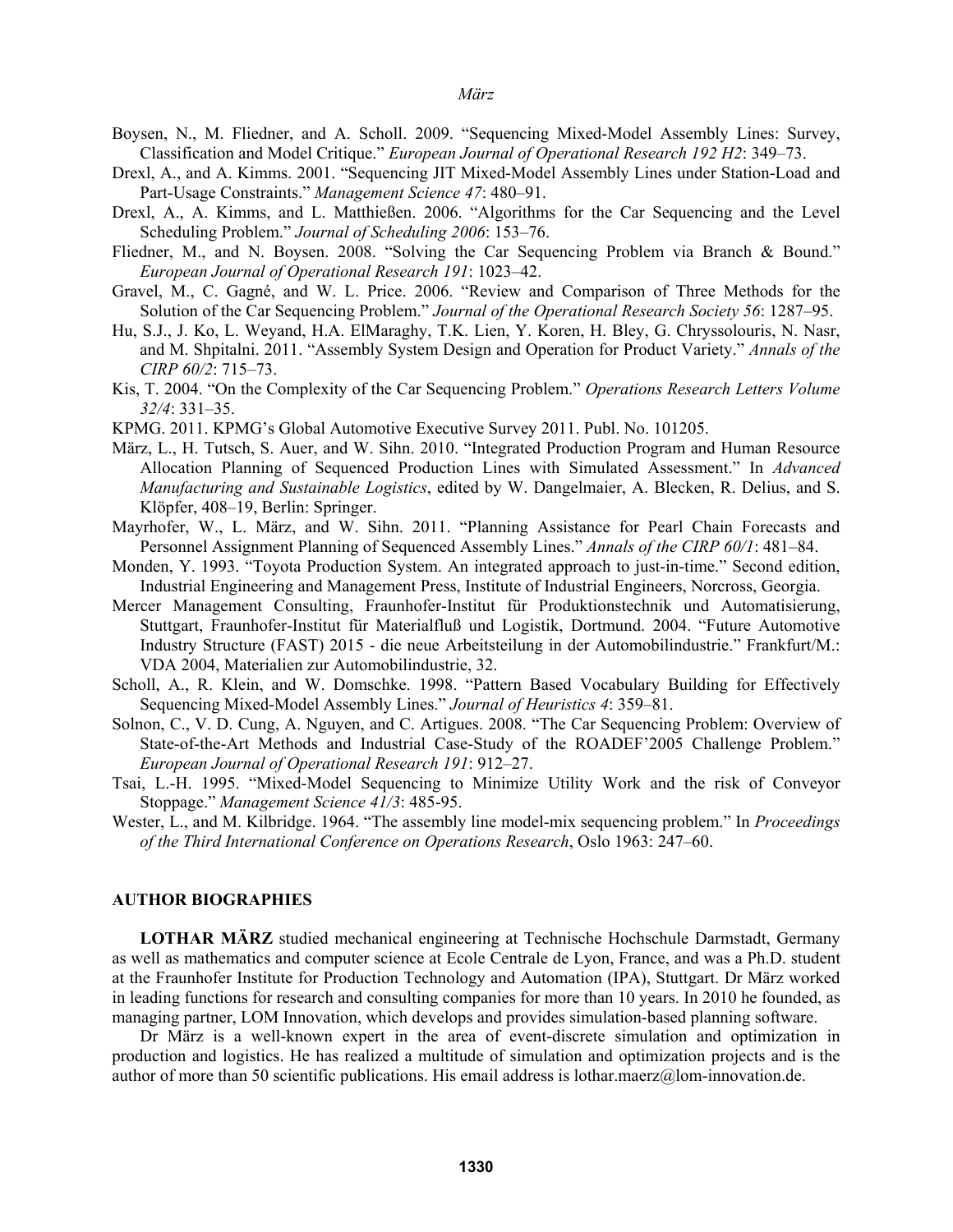Boysen, N., M. Fliedner, and A. Scholl. 2009. "Sequencing Mixed-Model Assembly Lines: Survey, Classification and Model Critique." *European Journal of Operational Research 192 H2*: 349–73.

Drexl, A., and A. Kimms. 2001. "Sequencing JIT Mixed-Model Assembly Lines under Station-Load and Part-Usage Constraints." *Management Science 47*: 480–91.

Drexl, A., A. Kimms, and L. Matthießen. 2006. "Algorithms for the Car Sequencing and the Level Scheduling Problem." *Journal of Scheduling 2006*: 153–76.

Fliedner, M., and N. Boysen. 2008. "Solving the Car Sequencing Problem via Branch & Bound." *European Journal of Operational Research 191*: 1023–42.

Gravel, M., C. Gagné, and W. L. Price. 2006. "Review and Comparison of Three Methods for the Solution of the Car Sequencing Problem." *Journal of the Operational Research Society 56*: 1287–95.

Hu, S.J., J. Ko, L. Weyand, H.A. ElMaraghy, T.K. Lien, Y. Koren, H. Bley, G. Chryssolouris, N. Nasr, and M. Shpitalni. 2011. "Assembly System Design and Operation for Product Variety." *Annals of the CIRP 60/2*: 715–73.

Kis, T. 2004. "On the Complexity of the Car Sequencing Problem." *Operations Research Letters Volume 32/4*: 331–35.

KPMG. 2011. KPMG's Global Automotive Executive Survey 2011. Publ. No. 101205.

März, L., H. Tutsch, S. Auer, and W. Sihn. 2010. "Integrated Production Program and Human Resource Allocation Planning of Sequenced Production Lines with Simulated Assessment." In *Advanced Manufacturing and Sustainable Logistics*, edited by W. Dangelmaier, A. Blecken, R. Delius, and S. Klöpfer, 408–19, Berlin: Springer.

Mayrhofer, W., L. März, and W. Sihn. 2011. "Planning Assistance for Pearl Chain Forecasts and Personnel Assignment Planning of Sequenced Assembly Lines." *Annals of the CIRP 60/1*: 481–84.

Monden, Y. 1993. "Toyota Production System. An integrated approach to just-in-time." Second edition, Industrial Engineering and Management Press, Institute of Industrial Engineers, Norcross, Georgia.

Mercer Management Consulting, Fraunhofer-Institut für Produktionstechnik und Automatisierung, Stuttgart, Fraunhofer-Institut für Materialfluß und Logistik, Dortmund. 2004. "Future Automotive Industry Structure (FAST) 2015 - die neue Arbeitsteilung in der Automobilindustrie." Frankfurt/M.: VDA 2004, Materialien zur Automobilindustrie, 32.

Scholl, A., R. Klein, and W. Domschke. 1998. "Pattern Based Vocabulary Building for Effectively Sequencing Mixed-Model Assembly Lines." *Journal of Heuristics 4*: 359–81.

Solnon, C., V. D. Cung, A. Nguyen, and C. Artigues. 2008. "The Car Sequencing Problem: Overview of State-of-the-Art Methods and Industrial Case-Study of the ROADEF'2005 Challenge Problem." *European Journal of Operational Research 191*: 912–27.

Tsai, L.-H. 1995. "Mixed-Model Sequencing to Minimize Utility Work and the risk of Conveyor Stoppage." *Management Science 41/3*: 485-95.

Wester, L., and M. Kilbridge. 1964. "The assembly line model-mix sequencing problem." In *Proceedings of the Third International Conference on Operations Research*, Oslo 1963: 247–60.

## AUTHOR BIOGRAPHIES

**LOTHAR MÄRZ** studied mechanical engineering at Technische Hochschule Darmstadt, Germany as well as mathematics and computer science at Ecole Centrale de Lyon, France, and was a Ph.D. student at the Fraunhofer Institute for Production Technology and Automation (IPA), Stuttgart. Dr März worked in leading functions for research and consulting companies for more than 10 years. In 2010 he founded, as managing partner, LOM Innovation, which develops and provides simulation-based planning software.

Dr März is a well-known expert in the area of event-discrete simulation and optimization in production and logistics. He has realized a multitude of simulation and optimization projects and is the author of more than 50 scientific publications. His email address is lothar.maerz@lom-innovation.de.